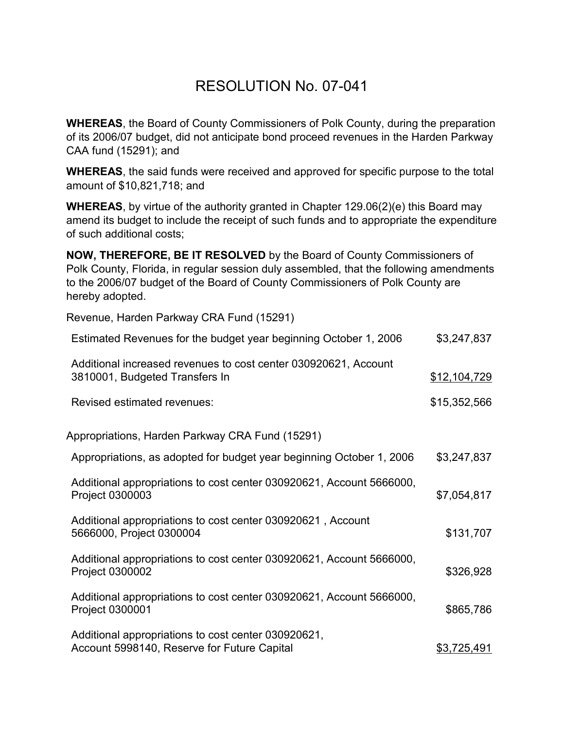# RESOLUTION No. 07-041

**WHEREAS**, the Board of County Commissioners of Polk County, during the preparation of its 2006/07 budget, did not anticipate bond proceed revenues in the Harden Parkway CAA fund (15291); and

**WHEREAS**, the said funds were received and approved for specific purpose to the total amount of $10,821,718; and

**WHEREAS**, by virtue of the authority granted in Chapter 129.06(2)(e) this Board may amend its budget to include the receipt of such funds and to appropriate the expenditure of such additional costs;

**NOW, THEREFORE, BE IT RESOLVED** by the Board of County Commissioners of Polk County, Florida, in regular session duly assembled, that the following amendments to the 2006/07 budget of the Board of County Commissioners of Polk County are hereby adopted.

Revenue, Harden Parkway CRA Fund (15291)

| | |
|---|---:|
| Estimated Revenues for the budget year beginning October 1, 2006 | $3,247,837 |
| Additional increased revenues to cost center 030920621, Account 3810001, Budgeted Transfers In | $12,104,729 |
| Revised estimated revenues: | $15,352,566 |

Appropriations, Harden Parkway CRA Fund (15291)

| | |
|---|---:|
| Appropriations, as adopted for budget year beginning October 1, 2006 | $3,247,837 |
| Additional appropriations to cost center 030920621, Account 5666000, Project 0300003 | $7,054,817 |
| Additional appropriations to cost center 030920621 , Account 5666000, Project 0300004 | $131,707 |
| Additional appropriations to cost center 030920621, Account 5666000, Project 0300002 | $326,928 |
| Additional appropriations to cost center 030920621, Account 5666000, Project 0300001 | $865,786 |
| Additional appropriations to cost center 030920621, Account 5998140, Reserve for Future Capital | $3,725,491 |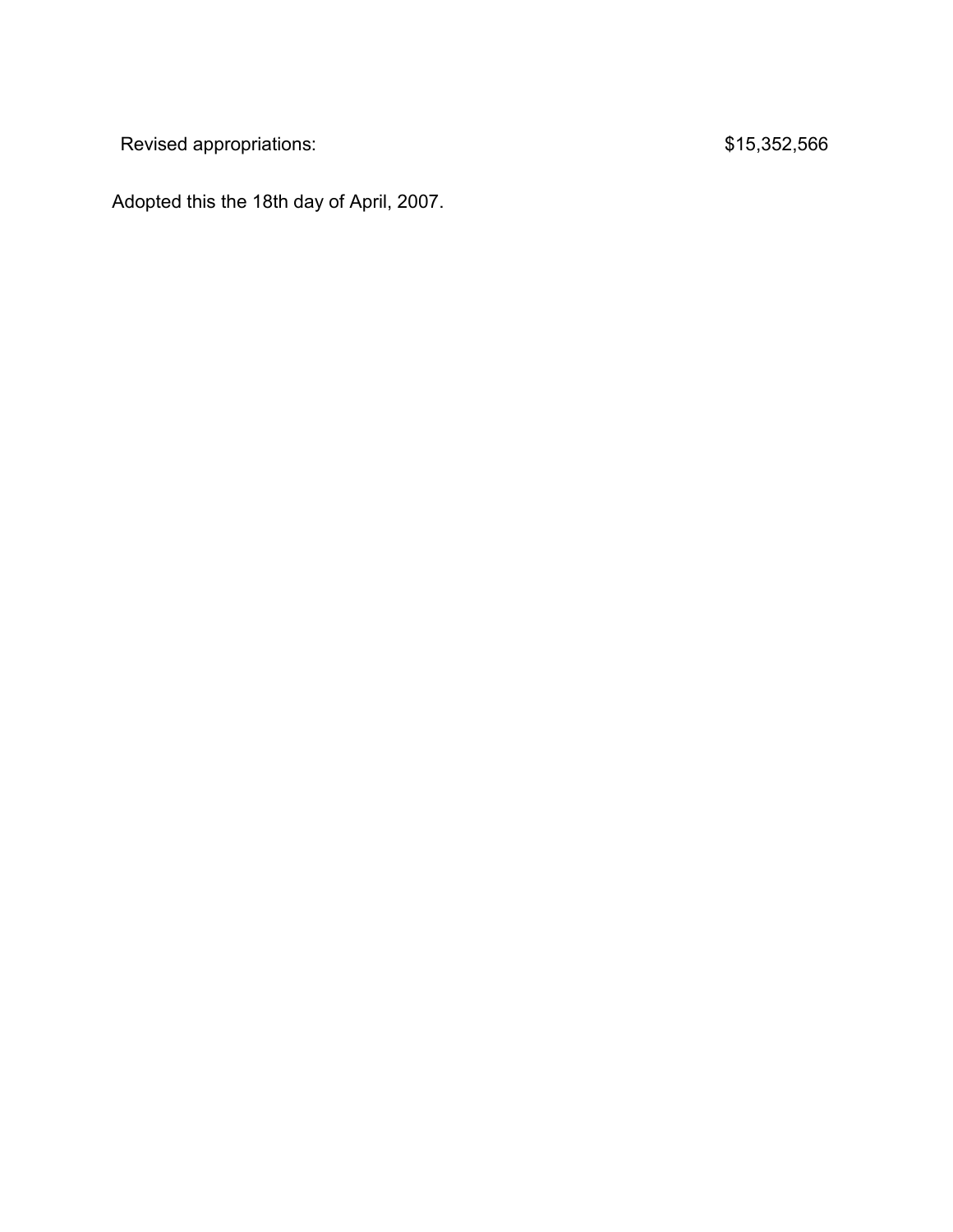| Revised appropriations: | $15,352,566 |
| --- | --- |

Adopted this the 18th day of April, 2007.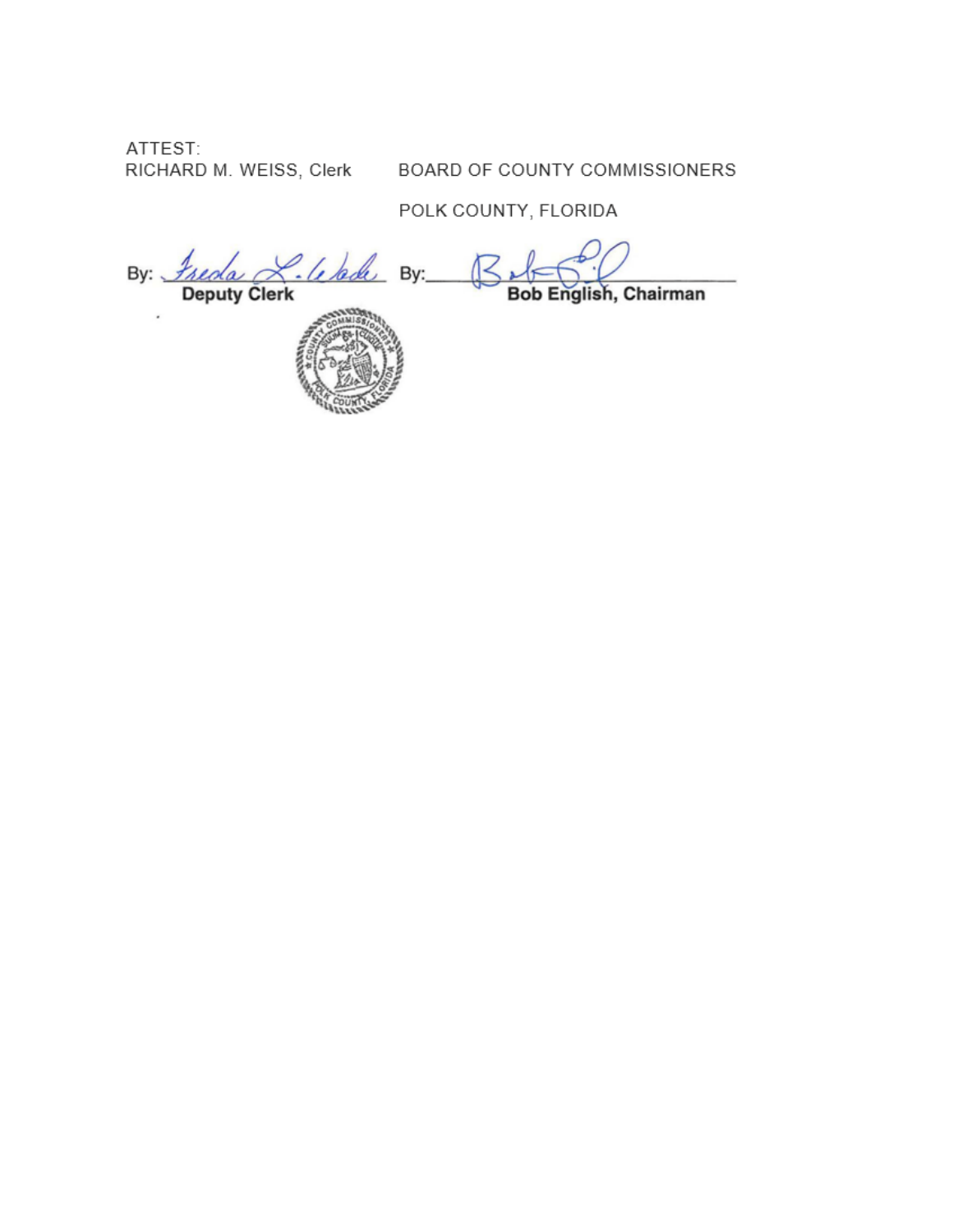ATTEST:
RICHARD M. WEISS, Clerk

BOARD OF COUNTY COMMISSIONERS

POLK COUNTY, FLORIDA

By: Freda L. Wade
**Deputy Clerk**

By: ______________________
**Bob English, Chairman**